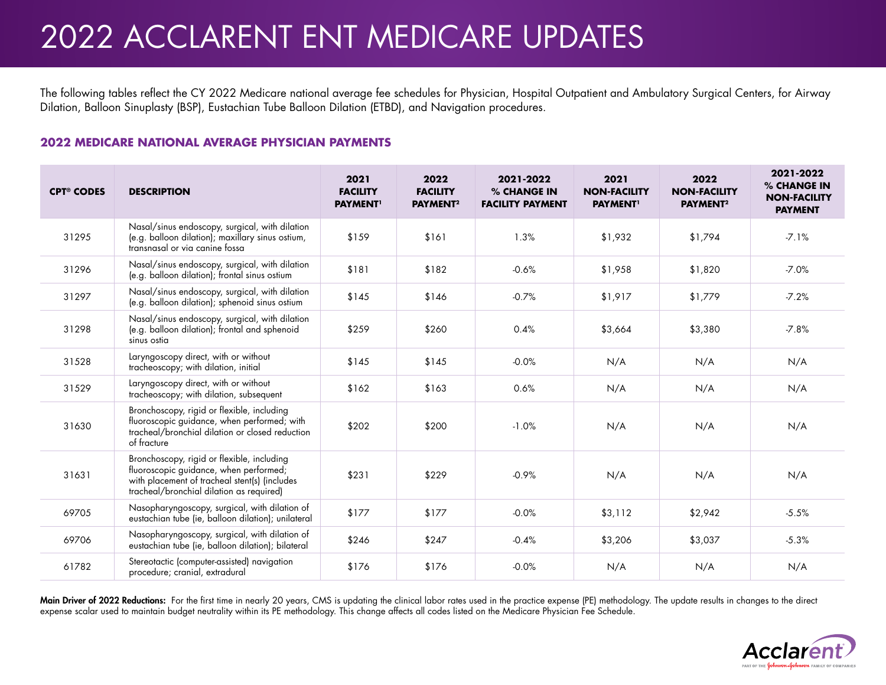# 2022 ACCLARENT ENT MEDICARE UPDATES

The following tables reflect the CY 2022 Medicare national average fee schedules for Physician, Hospital Outpatient and Ambulatory Surgical Centers, for Airway Dilation, Balloon Sinuplasty (BSP), Eustachian Tube Balloon Dilation (ETBD), and Navigation procedures.

## 2022 MEDICARE NATIONAL AVERAGE PHYSICIAN PAYMENTS

| CPT® CODES | DESCRIPTION | 2021 FACILITY PAYMENT[1] | 2022 FACILITY PAYMENT[2] | 2021-2022 % CHANGE IN FACILITY PAYMENT | 2021 NON-FACILITY PAYMENT[1] | 2022 NON-FACILITY PAYMENT[2] | 2021-2022 % CHANGE IN NON-FACILITY PAYMENT |
|---|---|---|---|---|---|---|---|
| 31295 | Nasal/sinus endoscopy, surgical, with dilation (e.g. balloon dilation); maxillary sinus ostium, transnasal or via canine fossa | $159 | $161 | 1.3% | $1,932 | $1,794 | -7.1% |
| 31296 | Nasal/sinus endoscopy, surgical, with dilation (e.g. balloon dilation); frontal sinus ostium | $181 | $182 | -0.6% | $1,958 | $1,820 | -7.0% |
| 31297 | Nasal/sinus endoscopy, surgical, with dilation (e.g. balloon dilation); sphenoid sinus ostium | $145 | $146 | -0.7% | $1,917 | $1,779 | -7.2% |
| 31298 | Nasal/sinus endoscopy, surgical, with dilation (e.g. balloon dilation); frontal and sphenoid sinus ostia | $259 | $260 | 0.4% | $3,664 | $3,380 | -7.8% |
| 31528 | Laryngoscopy direct, with or without tracheoscopy; with dilation, initial | $145 | $145 | -0.0% | N/A | N/A | N/A |
| 31529 | Laryngoscopy direct, with or without tracheoscopy; with dilation, subsequent | $162 | $163 | 0.6% | N/A | N/A | N/A |
| 31630 | Bronchoscopy, rigid or flexible, including fluoroscopic guidance, when performed; with tracheal/bronchial dilation or closed reduction of fracture | $202 | $200 | -1.0% | N/A | N/A | N/A |
| 31631 | Bronchoscopy, rigid or flexible, including fluoroscopic guidance, when performed; with placement of tracheal stent(s) (includes tracheal/bronchial dilation as required) | $231 | $229 | -0.9% | N/A | N/A | N/A |
| 69705 | Nasopharyngoscopy, surgical, with dilation of eustachian tube (ie, balloon dilation); unilateral | $177 | $177 | -0.0% | $3,112 | $2,942 | -5.5% |
| 69706 | Nasopharyngoscopy, surgical, with dilation of eustachian tube (ie, balloon dilation); bilateral | $246 | $247 | -0.4% | $3,206 | $3,037 | -5.3% |
| 61782 | Stereotactic (computer-assisted) navigation procedure; cranial, extradural | $176 | $176 | -0.0% | N/A | N/A | N/A |

**Main Driver of 2022 Reductions:** For the first time in nearly 20 years, CMS is updating the clinical labor rates used in the practice expense (PE) methodology. The update results in changes to the direct expense scalar used to maintain budget neutrality within its PE methodology. This change affects all codes listed on the Medicare Physician Fee Schedule.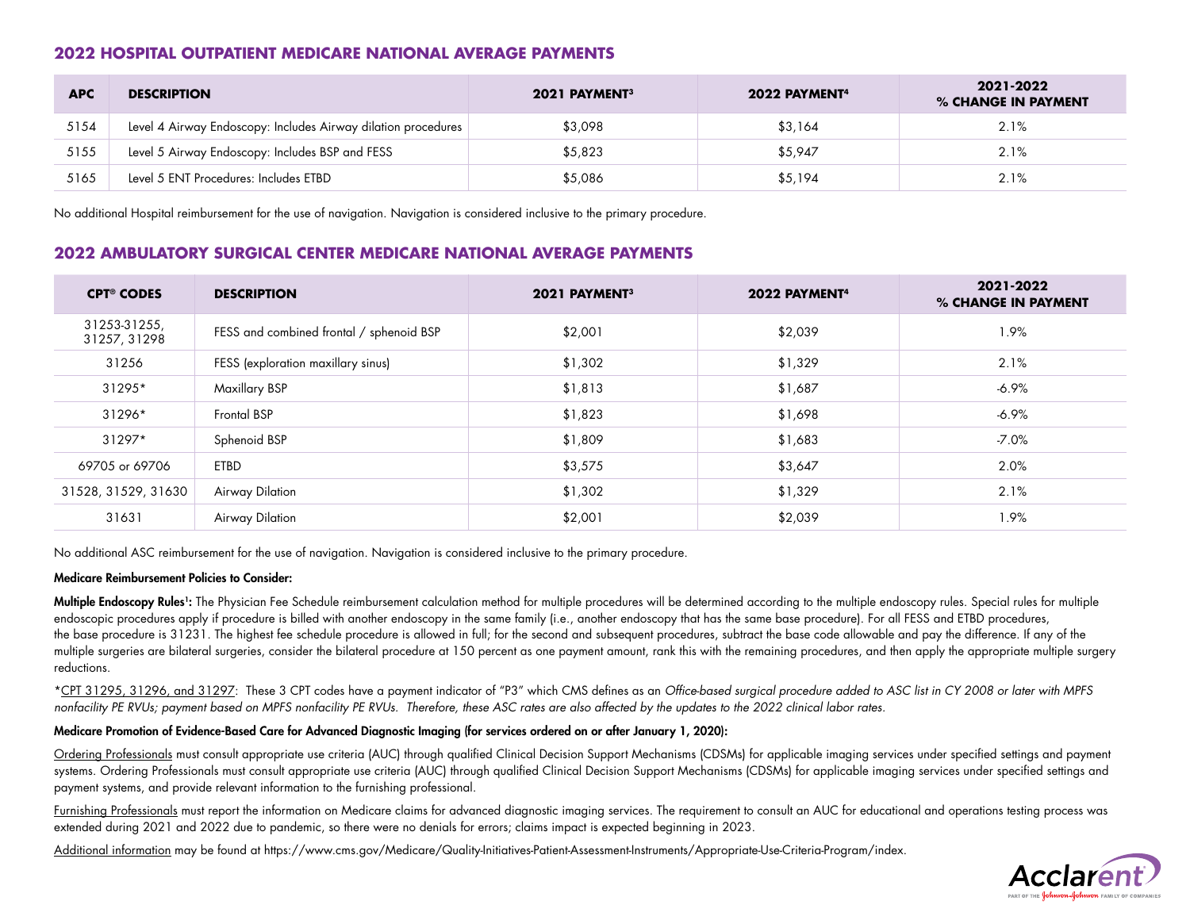## 2022 HOSPITAL OUTPATIENT MEDICARE NATIONAL AVERAGE PAYMENTS

| APC | DESCRIPTION | 2021 PAYMENT[3] | 2022 PAYMENT[4] | 2021-2022 % CHANGE IN PAYMENT |
|---|---|---|---|---|
| 5154 | Level 4 Airway Endoscopy: Includes Airway dilation procedures | $3,098 | $3,164 | 2.1% |
| 5155 | Level 5 Airway Endoscopy: Includes BSP and FESS | $5,823 | $5,947 | 2.1% |
| 5165 | Level 5 ENT Procedures: Includes ETBD | $5,086 | $5,194 | 2.1% |

No additional Hospital reimbursement for the use of navigation. Navigation is considered inclusive to the primary procedure.

## 2022 AMBULATORY SURGICAL CENTER MEDICARE NATIONAL AVERAGE PAYMENTS

| CPT® CODES | DESCRIPTION | 2021 PAYMENT[3] | 2022 PAYMENT[4] | 2021-2022 % CHANGE IN PAYMENT |
|---|---|---|---|---|
| 31253-31255, 31257, 31298 | FESS and combined frontal / sphenoid BSP | $2,001 | $2,039 | 1.9% |
| 31256 | FESS (exploration maxillary sinus) | $1,302 | $1,329 | 2.1% |
| 31295* | Maxillary BSP | $1,813 | $1,687 | -6.9% |
| 31296* | Frontal BSP | $1,823 | $1,698 | -6.9% |
| 31297* | Sphenoid BSP | $1,809 | $1,683 | -7.0% |
| 69705 or 69706 | ETBD | $3,575 | $3,647 | 2.0% |
| 31528, 31529, 31630 | Airway Dilation | $1,302 | $1,329 | 2.1% |
| 31631 | Airway Dilation | $2,001 | $2,039 | 1.9% |

No additional ASC reimbursement for the use of navigation. Navigation is considered inclusive to the primary procedure.

**Medicare Reimbursement Policies to Consider:**

**Multiple Endoscopy Rules[1]:** The Physician Fee Schedule reimbursement calculation method for multiple procedures will be determined according to the multiple endoscopy rules. Special rules for multiple endoscopic procedures apply if procedure is billed with another endoscopy in the same family (i.e., another endoscopy that has the same base procedure). For all FESS and ETBD procedures, the base procedure is 31231. The highest fee schedule procedure is allowed in full; for the second and subsequent procedures, subtract the base code allowable and pay the difference. If any of the multiple surgeries are bilateral surgeries, consider the bilateral procedure at 150 percent as one payment amount, rank this with the remaining procedures, and then apply the appropriate multiple surgery reductions.

*CPT 31295, 31296, and 31297: These 3 CPT codes have a payment indicator of "P3" which CMS defines as an *Office-based surgical procedure added to ASC list in CY 2008 or later with MPFS nonfacility PE RVUs; payment based on MPFS nonfacility PE RVUs. Therefore, these ASC rates are also affected by the updates to the 2022 clinical labor rates.*

**Medicare Promotion of Evidence-Based Care for Advanced Diagnostic Imaging (for services ordered on or after January 1, 2020):**

Ordering Professionals must consult appropriate use criteria (AUC) through qualified Clinical Decision Support Mechanisms (CDSMs) for applicable imaging services under specified settings and payment systems. Ordering Professionals must consult appropriate use criteria (AUC) through qualified Clinical Decision Support Mechanisms (CDSMs) for applicable imaging services under specified settings and payment systems, and provide relevant information to the furnishing professional.

Furnishing Professionals must report the information on Medicare claims for advanced diagnostic imaging services. The requirement to consult an AUC for educational and operations testing process was extended during 2021 and 2022 due to pandemic, so there were no denials for errors; claims impact is expected beginning in 2023.

Additional information may be found at https://www.cms.gov/Medicare/Quality-Initiatives-Patient-Assessment-Instruments/Appropriate-Use-Criteria-Program/index.

Acclarent
PART OF THE Johnson & Johnson FAMILY OF COMPANIES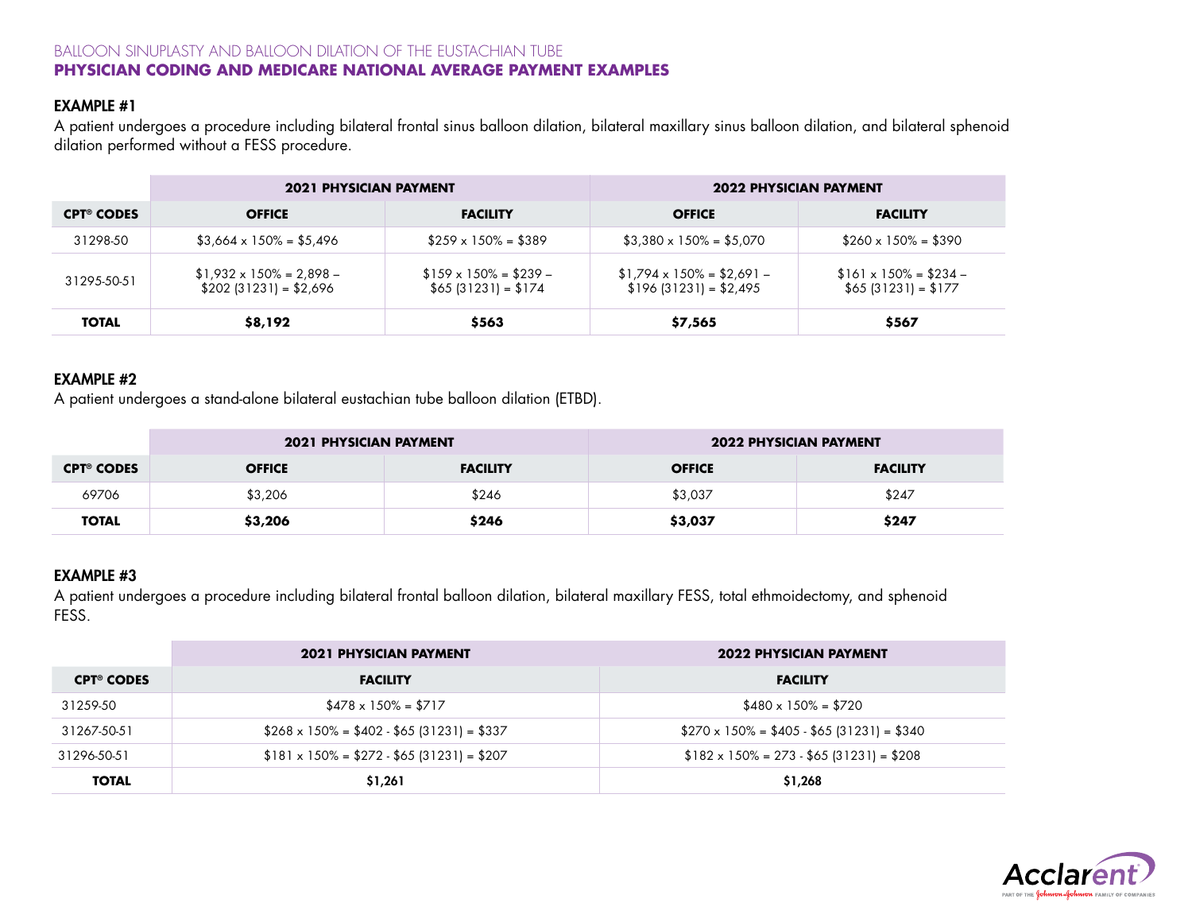BALLOON SINUPLASTY AND BALLOON DILATION OF THE EUSTACHIAN TUBE

## PHYSICIAN CODING AND MEDICARE NATIONAL AVERAGE PAYMENT EXAMPLES

### EXAMPLE #1

A patient undergoes a procedure including bilateral frontal sinus balloon dilation, bilateral maxillary sinus balloon dilation, and bilateral sphenoid dilation performed without a FESS procedure.

| | 2021 PHYSICIAN PAYMENT | | 2022 PHYSICIAN PAYMENT | |
|---|---|---|---|---|
| **CPT® CODES** | **OFFICE** | **FACILITY** | **OFFICE** | **FACILITY** |
| 31298-50 | $3,664 x 150% = $5,496 | $259 x 150% = $389 | $3,380 x 150% = $5,070 | $260 x 150% = $390 |
| 31295-50-51 | $1,932 x 150% = 2,898 – $202 (31231) = $2,696 | $159 x 150% = $239 – $65 (31231) = $174 | $1,794 x 150% = $2,691 – $196 (31231) = $2,495 | $161 x 150% = $234 – $65 (31231) = $177 |
| **TOTAL** | **$8,192** | **$563** | **$7,565** | **$567** |

### EXAMPLE #2

A patient undergoes a stand-alone bilateral eustachian tube balloon dilation (ETBD).

| | 2021 PHYSICIAN PAYMENT | | 2022 PHYSICIAN PAYMENT | |
|---|---|---|---|---|
| **CPT® CODES** | **OFFICE** | **FACILITY** | **OFFICE** | **FACILITY** |
| 69706 | $3,206 | $246 | $3,037 | $247 |
| **TOTAL** | **$3,206** | **$246** | **$3,037** | **$247** |

### EXAMPLE #3

A patient undergoes a procedure including bilateral frontal balloon dilation, bilateral maxillary FESS, total ethmoidectomy, and sphenoid FESS.

| | 2021 PHYSICIAN PAYMENT | 2022 PHYSICIAN PAYMENT |
|---|---|---|
| **CPT® CODES** | **FACILITY** | **FACILITY** |
| 31259-50 | $478 x 150% = $717 | $480 x 150% = $720 |
| 31267-50-51 | $268 x 150% = $402 - $65 (31231) = $337 | $270 x 150% = $405 - $65 (31231) = $340 |
| 31296-50-51 | $181 x 150% = $272 - $65 (31231) = $207 | $182 x 150% = 273 - $65 (31231) = $208 |
| **TOTAL** | **$1,261** | **$1,268** |

Acclarent
PART OF THE Johnson & Johnson FAMILY OF COMPANIES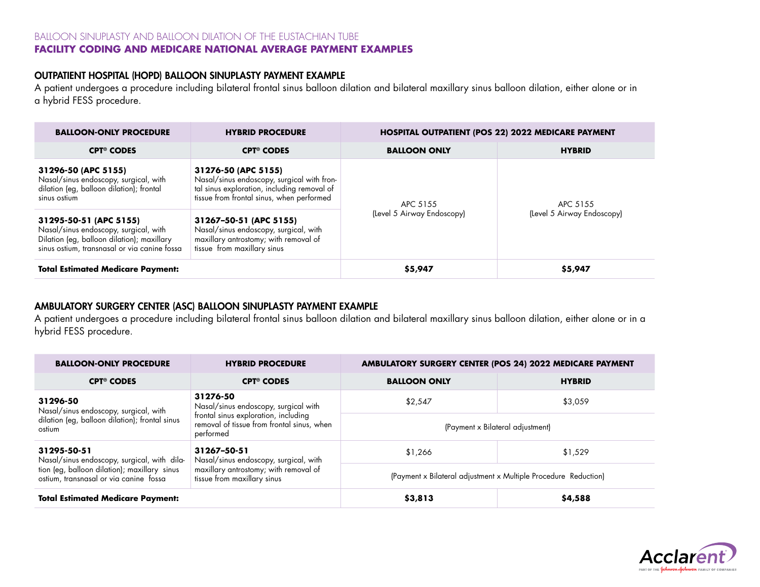# BALLOON SINUPLASTY AND BALLOON DILATION OF THE EUSTACHIAN TUBE

## FACILITY CODING AND MEDICARE NATIONAL AVERAGE PAYMENT EXAMPLES

### OUTPATIENT HOSPITAL (HOPD) BALLOON SINUPLASTY PAYMENT EXAMPLE

A patient undergoes a procedure including bilateral frontal sinus balloon dilation and bilateral maxillary sinus balloon dilation, either alone or in a hybrid FESS procedure.

| BALLOON-ONLY PROCEDURE | HYBRID PROCEDURE | HOSPITAL OUTPATIENT (POS 22) 2022 MEDICARE PAYMENT | |
|---|---|---|---|
| **CPT® CODES** | **CPT® CODES** | **BALLOON ONLY** | **HYBRID** |
| **31296-50 (APC 5155)** Nasal/sinus endoscopy, surgical, with dilation (eg, balloon dilation); frontal sinus ostium | **31276-50 (APC 5155)** Nasal/sinus endoscopy, surgical with frontal sinus exploration, including removal of tissue from frontal sinus, when performed | APC 5155 (Level 5 Airway Endoscopy) | APC 5155 (Level 5 Airway Endoscopy) |
| **31295-50-51 (APC 5155)** Nasal/sinus endoscopy, surgical, with Dilation (eg, balloon dilation); maxillary sinus ostium, transnasal or via canine fossa | **31267–50-51 (APC 5155)** Nasal/sinus endoscopy, surgical, with maxillary antrostomy; with removal of tissue from maxillary sinus | | |
| **Total Estimated Medicare Payment:** | | **$5,947** | **$5,947** |

### AMBULATORY SURGERY CENTER (ASC) BALLOON SINUPLASTY PAYMENT EXAMPLE

A patient undergoes a procedure including bilateral frontal sinus balloon dilation and bilateral maxillary sinus balloon dilation, either alone or in a hybrid FESS procedure.

| BALLOON-ONLY PROCEDURE | HYBRID PROCEDURE | AMBULATORY SURGERY CENTER (POS 24) 2022 MEDICARE PAYMENT | |
|---|---|---|---|
| **CPT® CODES** | **CPT® CODES** | **BALLOON ONLY** | **HYBRID** |
| **31296-50** Nasal/sinus endoscopy, surgical, with dilation (eg, balloon dilation); frontal sinus ostium | **31276-50** Nasal/sinus endoscopy, surgical with frontal sinus exploration, including removal of tissue from frontal sinus, when performed | $2,547 | $3,059 |
| | | (Payment x Bilateral adjustment) | |
| **31295-50-51** Nasal/sinus endoscopy, surgical, with dilation (eg, balloon dilation); maxillary sinus ostium, transnasal or via canine fossa | **31267–50-51** Nasal/sinus endoscopy, surgical, with maxillary antrostomy; with removal of tissue from maxillary sinus | $1,266 | $1,529 |
| | | (Payment x Bilateral adjustment x Multiple Procedure Reduction) | |
| **Total Estimated Medicare Payment:** | | **$3,813** | **$4,588** |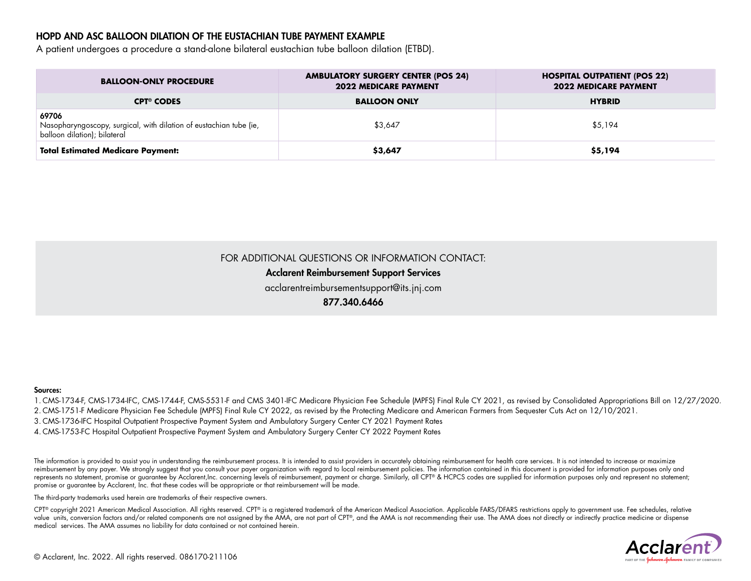## HOPD AND ASC BALLOON DILATION OF THE EUSTACHIAN TUBE PAYMENT EXAMPLE

A patient undergoes a procedure a stand-alone bilateral eustachian tube balloon dilation (ETBD).

| BALLOON-ONLY PROCEDURE | AMBULATORY SURGERY CENTER (POS 24) 2022 MEDICARE PAYMENT | HOSPITAL OUTPATIENT (POS 22) 2022 MEDICARE PAYMENT |
|---|---|---|
| **CPT® CODES** | **BALLOON ONLY** | **HYBRID** |
| **69706** Nasopharyngoscopy, surgical, with dilation of eustachian tube (ie, balloon dilation); bilateral | $3,647 | $5,194 |
| **Total Estimated Medicare Payment:** | **$3,647** | **$5,194** |

FOR ADDITIONAL QUESTIONS OR INFORMATION CONTACT:

**Acclarent Reimbursement Support Services**

acclarentreimbursementsupport@its.jnj.com

**877.340.6466**

**Sources:**

1. CMS-1734-F, CMS-1734-IFC, CMS-1744-F, CMS-5531-F and CMS 3401-IFC Medicare Physician Fee Schedule (MPFS) Final Rule CY 2021, as revised by Consolidated Appropriations Bill on 12/27/2020.
2. CMS-1751-F Medicare Physician Fee Schedule (MPFS) Final Rule CY 2022, as revised by the Protecting Medicare and American Farmers from Sequester Cuts Act on 12/10/2021.
3. CMS-1736-IFC Hospital Outpatient Prospective Payment System and Ambulatory Surgery Center CY 2021 Payment Rates
4. CMS-1753-FC Hospital Outpatient Prospective Payment System and Ambulatory Surgery Center CY 2022 Payment Rates

The information is provided to assist you in understanding the reimbursement process. It is intended to assist providers in accurately obtaining reimbursement for health care services. It is not intended to increase or maximize reimbursement by any payer. We strongly suggest that you consult your payer organization with regard to local reimbursement policies. The information contained in this document is provided for information purposes only and represents no statement, promise or guarantee by Acclarent,Inc. concerning levels of reimbursement, payment or charge. Similarly, all CPT® & HCPCS codes are supplied for information purposes only and represent no statement; promise or guarantee by Acclarent, Inc. that these codes will be appropriate or that reimbursement will be made.

The third-party trademarks used herein are trademarks of their respective owners.

CPT® copyright 2021 American Medical Association. All rights reserved. CPT® is a registered trademark of the American Medical Association. Applicable FARS/DFARS restrictions apply to government use. Fee schedules, relative value units, conversion factors and/or related components are not assigned by the AMA, are not part of CPT®, and the AMA is not recommending their use. The AMA does not directly or indirectly practice medicine or dispense medical services. The AMA assumes no liability for data contained or not contained herein.

© Acclarent, Inc. 2022. All rights reserved. 086170-211106

Acclarent — PART OF THE Johnson & Johnson FAMILY OF COMPANIES